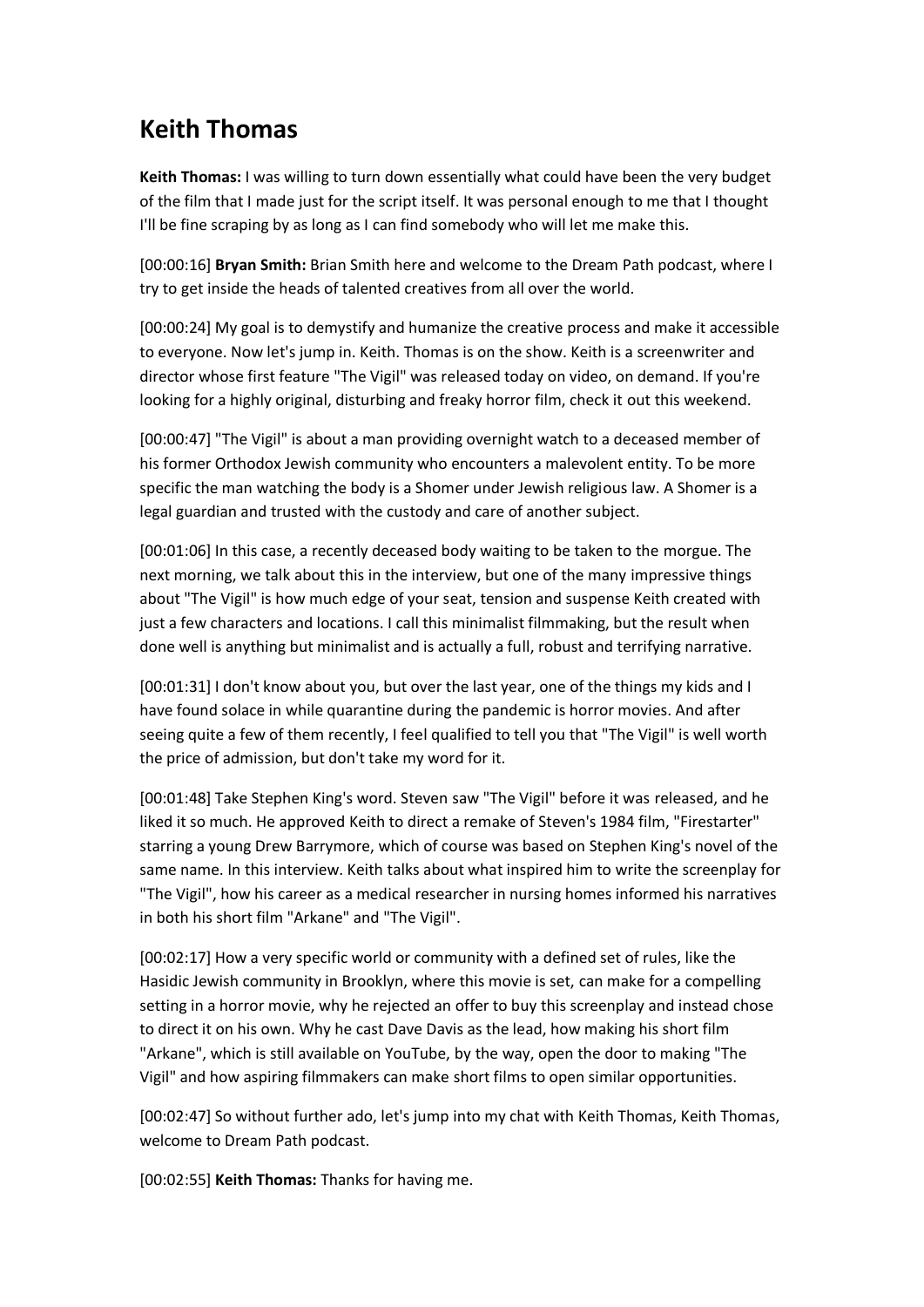# Keith Thomas

**Keith Thomas:** I was willing to turn down essentially what could have been the very budget of the film that I made just for the script itself. It was personal enough to me that I thought I'll be fine scraping by as long as I can find somebody who will let me make this.

[00:00:16] **Bryan Smith:** Brian Smith here and welcome to the Dream Path podcast, where I try to get inside the heads of talented creatives from all over the world.

[00:00:24] My goal is to demystify and humanize the creative process and make it accessible to everyone. Now let's jump in. Keith. Thomas is on the show. Keith is a screenwriter and director whose first feature "The Vigil" was released today on video, on demand. If you're looking for a highly original, disturbing and freaky horror film, check it out this weekend.

[00:00:47] "The Vigil" is about a man providing overnight watch to a deceased member of his former Orthodox Jewish community who encounters a malevolent entity. To be more specific the man watching the body is a Shomer under Jewish religious law. A Shomer is a legal guardian and trusted with the custody and care of another subject.

[00:01:06] In this case, a recently deceased body waiting to be taken to the morgue. The next morning, we talk about this in the interview, but one of the many impressive things about "The Vigil" is how much edge of your seat, tension and suspense Keith created with just a few characters and locations. I call this minimalist filmmaking, but the result when done well is anything but minimalist and is actually a full, robust and terrifying narrative.

[00:01:31] I don't know about you, but over the last year, one of the things my kids and I have found solace in while quarantine during the pandemic is horror movies. And after seeing quite a few of them recently, I feel qualified to tell you that "The Vigil" is well worth the price of admission, but don't take my word for it.

[00:01:48] Take Stephen King's word. Steven saw "The Vigil" before it was released, and he liked it so much. He approved Keith to direct a remake of Steven's 1984 film, "Firestarter" starring a young Drew Barrymore, which of course was based on Stephen King's novel of the same name. In this interview. Keith talks about what inspired him to write the screenplay for "The Vigil", how his career as a medical researcher in nursing homes informed his narratives in both his short film "Arkane" and "The Vigil".

[00:02:17] How a very specific world or community with a defined set of rules, like the Hasidic Jewish community in Brooklyn, where this movie is set, can make for a compelling setting in a horror movie, why he rejected an offer to buy this screenplay and instead chose to direct it on his own. Why he cast Dave Davis as the lead, how making his short film "Arkane", which is still available on YouTube, by the way, open the door to making "The Vigil" and how aspiring filmmakers can make short films to open similar opportunities.

[00:02:47] So without further ado, let's jump into my chat with Keith Thomas, Keith Thomas, welcome to Dream Path podcast.

[00:02:55] **Keith Thomas:** Thanks for having me.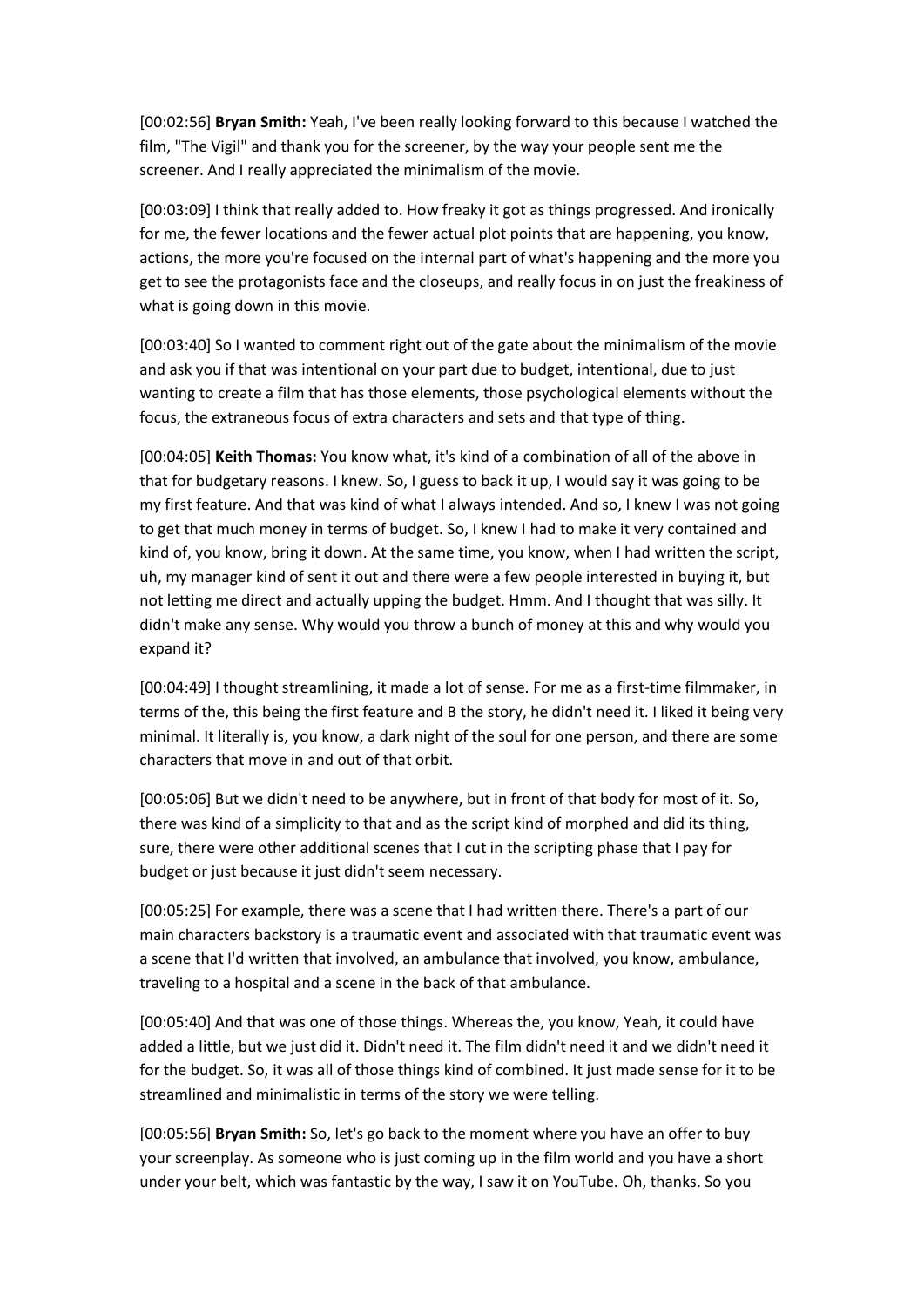[00:02:56] **Bryan Smith:** Yeah, I've been really looking forward to this because I watched the film, "The Vigil" and thank you for the screener, by the way your people sent me the screener. And I really appreciated the minimalism of the movie.

[00:03:09] I think that really added to. How freaky it got as things progressed. And ironically for me, the fewer locations and the fewer actual plot points that are happening, you know, actions, the more you're focused on the internal part of what's happening and the more you get to see the protagonists face and the closeups, and really focus in on just the freakiness of what is going down in this movie.

[00:03:40] So I wanted to comment right out of the gate about the minimalism of the movie and ask you if that was intentional on your part due to budget, intentional, due to just wanting to create a film that has those elements, those psychological elements without the focus, the extraneous focus of extra characters and sets and that type of thing.

[00:04:05] **Keith Thomas:** You know what, it's kind of a combination of all of the above in that for budgetary reasons. I knew. So, I guess to back it up, I would say it was going to be my first feature. And that was kind of what I always intended. And so, I knew I was not going to get that much money in terms of budget. So, I knew I had to make it very contained and kind of, you know, bring it down. At the same time, you know, when I had written the script, uh, my manager kind of sent it out and there were a few people interested in buying it, but not letting me direct and actually upping the budget. Hmm. And I thought that was silly. It didn't make any sense. Why would you throw a bunch of money at this and why would you expand it?

[00:04:49] I thought streamlining, it made a lot of sense. For me as a first-time filmmaker, in terms of the, this being the first feature and B the story, he didn't need it. I liked it being very minimal. It literally is, you know, a dark night of the soul for one person, and there are some characters that move in and out of that orbit.

[00:05:06] But we didn't need to be anywhere, but in front of that body for most of it. So, there was kind of a simplicity to that and as the script kind of morphed and did its thing, sure, there were other additional scenes that I cut in the scripting phase that I pay for budget or just because it just didn't seem necessary.

[00:05:25] For example, there was a scene that I had written there. There's a part of our main characters backstory is a traumatic event and associated with that traumatic event was a scene that I'd written that involved, an ambulance that involved, you know, ambulance, traveling to a hospital and a scene in the back of that ambulance.

[00:05:40] And that was one of those things. Whereas the, you know, Yeah, it could have added a little, but we just did it. Didn't need it. The film didn't need it and we didn't need it for the budget. So, it was all of those things kind of combined. It just made sense for it to be streamlined and minimalistic in terms of the story we were telling.

[00:05:56] **Bryan Smith:** So, let's go back to the moment where you have an offer to buy your screenplay. As someone who is just coming up in the film world and you have a short under your belt, which was fantastic by the way, I saw it on YouTube. Oh, thanks. So you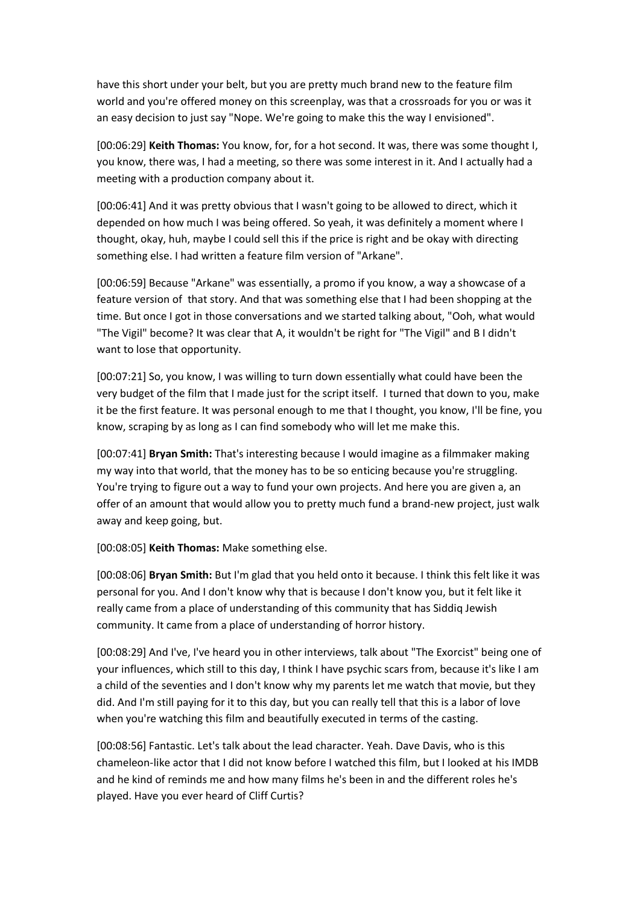have this short under your belt, but you are pretty much brand new to the feature film world and you're offered money on this screenplay, was that a crossroads for you or was it an easy decision to just say "Nope. We're going to make this the way I envisioned".

[00:06:29] **Keith Thomas:** You know, for, for a hot second. It was, there was some thought I, you know, there was, I had a meeting, so there was some interest in it. And I actually had a meeting with a production company about it.

[00:06:41] And it was pretty obvious that I wasn't going to be allowed to direct, which it depended on how much I was being offered. So yeah, it was definitely a moment where I thought, okay, huh, maybe I could sell this if the price is right and be okay with directing something else. I had written a feature film version of "Arkane".

[00:06:59] Because "Arkane" was essentially, a promo if you know, a way a showcase of a feature version of that story. And that was something else that I had been shopping at the time. But once I got in those conversations and we started talking about, "Ooh, what would "The Vigil" become? It was clear that A, it wouldn't be right for "The Vigil" and B I didn't want to lose that opportunity.

[00:07:21] So, you know, I was willing to turn down essentially what could have been the very budget of the film that I made just for the script itself. I turned that down to you, make it be the first feature. It was personal enough to me that I thought, you know, I'll be fine, you know, scraping by as long as I can find somebody who will let me make this.

[00:07:41] **Bryan Smith:** That's interesting because I would imagine as a filmmaker making my way into that world, that the money has to be so enticing because you're struggling. You're trying to figure out a way to fund your own projects. And here you are given a, an offer of an amount that would allow you to pretty much fund a brand-new project, just walk away and keep going, but.

[00:08:05] **Keith Thomas:** Make something else.

[00:08:06] **Bryan Smith:** But I'm glad that you held onto it because. I think this felt like it was personal for you. And I don't know why that is because I don't know you, but it felt like it really came from a place of understanding of this community that has Siddiq Jewish community. It came from a place of understanding of horror history.

[00:08:29] And I've, I've heard you in other interviews, talk about "The Exorcist" being one of your influences, which still to this day, I think I have psychic scars from, because it's like I am a child of the seventies and I don't know why my parents let me watch that movie, but they did. And I'm still paying for it to this day, but you can really tell that this is a labor of love when you're watching this film and beautifully executed in terms of the casting.

[00:08:56] Fantastic. Let's talk about the lead character. Yeah. Dave Davis, who is this chameleon-like actor that I did not know before I watched this film, but I looked at his IMDB and he kind of reminds me and how many films he's been in and the different roles he's played. Have you ever heard of Cliff Curtis?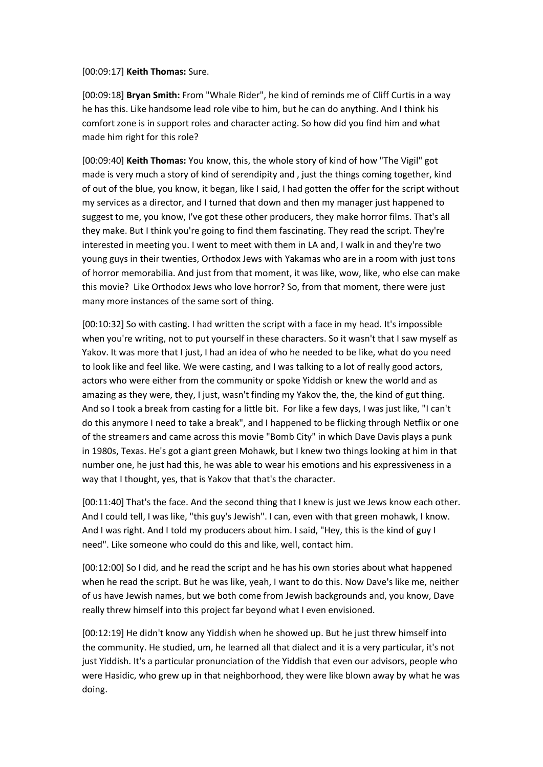[00:09:17] **Keith Thomas:** Sure.

[00:09:18] **Bryan Smith:** From "Whale Rider", he kind of reminds me of Cliff Curtis in a way he has this. Like handsome lead role vibe to him, but he can do anything. And I think his comfort zone is in support roles and character acting. So how did you find him and what made him right for this role?

[00:09:40] **Keith Thomas:** You know, this, the whole story of kind of how "The Vigil" got made is very much a story of kind of serendipity and , just the things coming together, kind of out of the blue, you know, it began, like I said, I had gotten the offer for the script without my services as a director, and I turned that down and then my manager just happened to suggest to me, you know, I've got these other producers, they make horror films. That's all they make. But I think you're going to find them fascinating. They read the script. They're interested in meeting you. I went to meet with them in LA and, I walk in and they're two young guys in their twenties, Orthodox Jews with Yakamas who are in a room with just tons of horror memorabilia. And just from that moment, it was like, wow, like, who else can make this movie? Like Orthodox Jews who love horror? So, from that moment, there were just many more instances of the same sort of thing.

[00:10:32] So with casting. I had written the script with a face in my head. It's impossible when you're writing, not to put yourself in these characters. So it wasn't that I saw myself as Yakov. It was more that I just, I had an idea of who he needed to be like, what do you need to look like and feel like. We were casting, and I was talking to a lot of really good actors, actors who were either from the community or spoke Yiddish or knew the world and as amazing as they were, they, I just, wasn't finding my Yakov the, the, the kind of gut thing. And so I took a break from casting for a little bit. For like a few days, I was just like, "I can't do this anymore I need to take a break", and I happened to be flicking through Netflix or one of the streamers and came across this movie "Bomb City" in which Dave Davis plays a punk in 1980s, Texas. He's got a giant green Mohawk, but I knew two things looking at him in that number one, he just had this, he was able to wear his emotions and his expressiveness in a way that I thought, yes, that is Yakov that that's the character.

[00:11:40] That's the face. And the second thing that I knew is just we Jews know each other. And I could tell, I was like, "this guy's Jewish". I can, even with that green mohawk, I know. And I was right. And I told my producers about him. I said, "Hey, this is the kind of guy I need". Like someone who could do this and like, well, contact him.

[00:12:00] So I did, and he read the script and he has his own stories about what happened when he read the script. But he was like, yeah, I want to do this. Now Dave's like me, neither of us have Jewish names, but we both come from Jewish backgrounds and, you know, Dave really threw himself into this project far beyond what I even envisioned.

[00:12:19] He didn't know any Yiddish when he showed up. But he just threw himself into the community. He studied, um, he learned all that dialect and it is a very particular, it's not just Yiddish. It's a particular pronunciation of the Yiddish that even our advisors, people who were Hasidic, who grew up in that neighborhood, they were like blown away by what he was doing.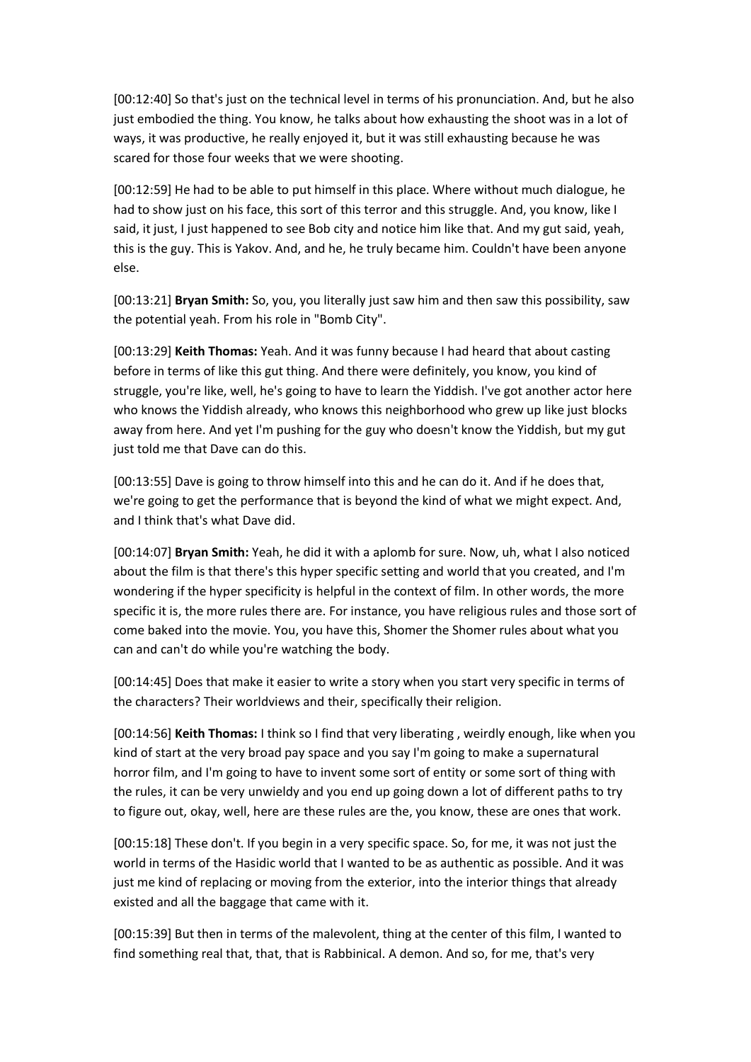[00:12:40] So that's just on the technical level in terms of his pronunciation. And, but he also just embodied the thing. You know, he talks about how exhausting the shoot was in a lot of ways, it was productive, he really enjoyed it, but it was still exhausting because he was scared for those four weeks that we were shooting.

[00:12:59] He had to be able to put himself in this place. Where without much dialogue, he had to show just on his face, this sort of this terror and this struggle. And, you know, like I said, it just, I just happened to see Bob city and notice him like that. And my gut said, yeah, this is the guy. This is Yakov. And, and he, he truly became him. Couldn't have been anyone else.

[00:13:21] **Bryan Smith:** So, you, you literally just saw him and then saw this possibility, saw the potential yeah. From his role in "Bomb City".

[00:13:29] **Keith Thomas:** Yeah. And it was funny because I had heard that about casting before in terms of like this gut thing. And there were definitely, you know, you kind of struggle, you're like, well, he's going to have to learn the Yiddish. I've got another actor here who knows the Yiddish already, who knows this neighborhood who grew up like just blocks away from here. And yet I'm pushing for the guy who doesn't know the Yiddish, but my gut just told me that Dave can do this.

[00:13:55] Dave is going to throw himself into this and he can do it. And if he does that, we're going to get the performance that is beyond the kind of what we might expect. And, and I think that's what Dave did.

[00:14:07] **Bryan Smith:** Yeah, he did it with a aplomb for sure. Now, uh, what I also noticed about the film is that there's this hyper specific setting and world that you created, and I'm wondering if the hyper specificity is helpful in the context of film. In other words, the more specific it is, the more rules there are. For instance, you have religious rules and those sort of come baked into the movie. You, you have this, Shomer the Shomer rules about what you can and can't do while you're watching the body.

[00:14:45] Does that make it easier to write a story when you start very specific in terms of the characters? Their worldviews and their, specifically their religion.

[00:14:56] **Keith Thomas:** I think so I find that very liberating , weirdly enough, like when you kind of start at the very broad pay space and you say I'm going to make a supernatural horror film, and I'm going to have to invent some sort of entity or some sort of thing with the rules, it can be very unwieldy and you end up going down a lot of different paths to try to figure out, okay, well, here are these rules are the, you know, these are ones that work.

[00:15:18] These don't. If you begin in a very specific space. So, for me, it was not just the world in terms of the Hasidic world that I wanted to be as authentic as possible. And it was just me kind of replacing or moving from the exterior, into the interior things that already existed and all the baggage that came with it.

[00:15:39] But then in terms of the malevolent, thing at the center of this film, I wanted to find something real that, that, that is Rabbinical. A demon. And so, for me, that's very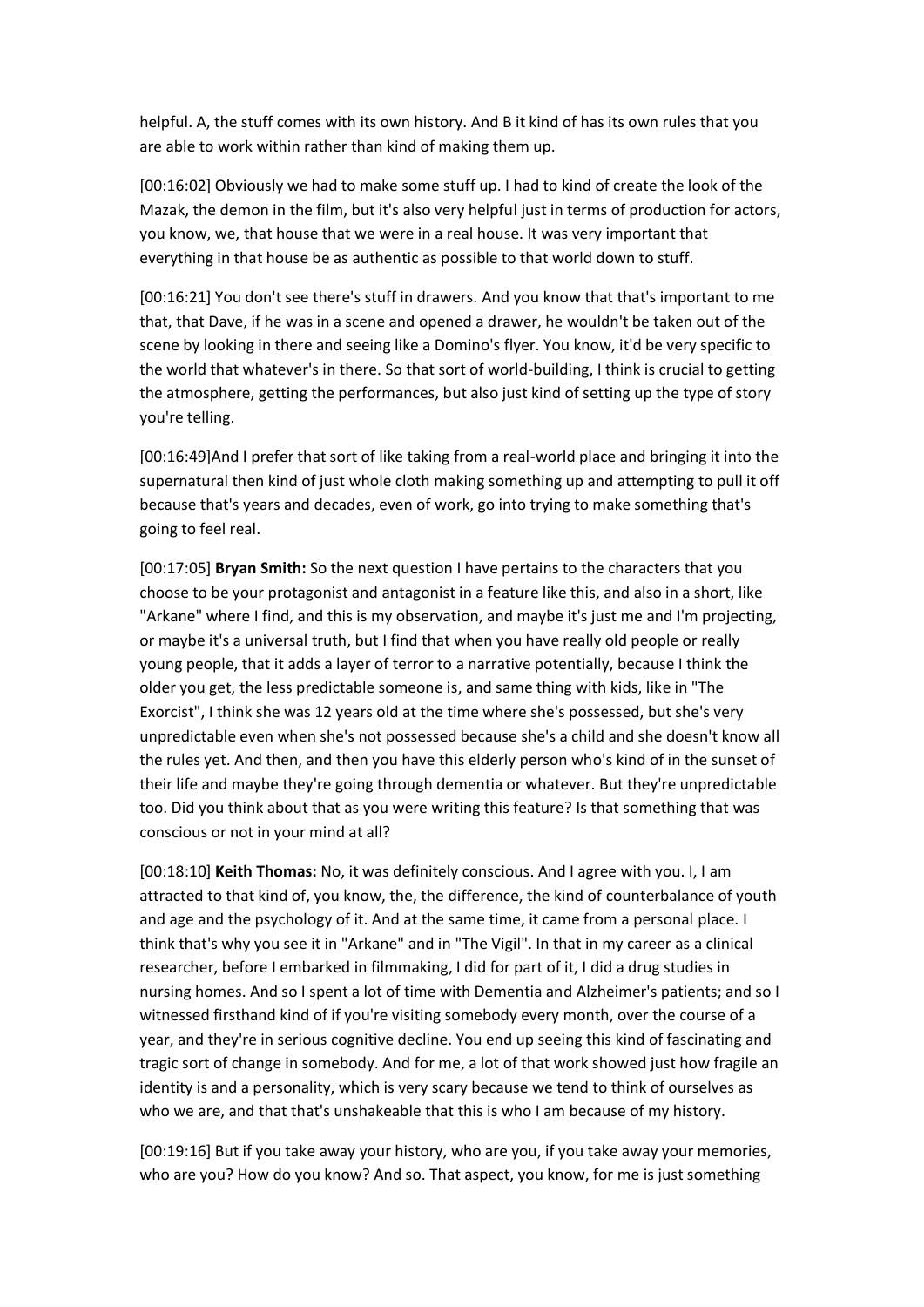helpful. A, the stuff comes with its own history. And B it kind of has its own rules that you are able to work within rather than kind of making them up.

[00:16:02] Obviously we had to make some stuff up. I had to kind of create the look of the Mazak, the demon in the film, but it's also very helpful just in terms of production for actors, you know, we, that house that we were in a real house. It was very important that everything in that house be as authentic as possible to that world down to stuff.

[00:16:21] You don't see there's stuff in drawers. And you know that that's important to me that, that Dave, if he was in a scene and opened a drawer, he wouldn't be taken out of the scene by looking in there and seeing like a Domino's flyer. You know, it'd be very specific to the world that whatever's in there. So that sort of world-building, I think is crucial to getting the atmosphere, getting the performances, but also just kind of setting up the type of story you're telling.

[00:16:49]And I prefer that sort of like taking from a real-world place and bringing it into the supernatural then kind of just whole cloth making something up and attempting to pull it off because that's years and decades, even of work, go into trying to make something that's going to feel real.

[00:17:05] **Bryan Smith:** So the next question I have pertains to the characters that you choose to be your protagonist and antagonist in a feature like this, and also in a short, like "Arkane" where I find, and this is my observation, and maybe it's just me and I'm projecting, or maybe it's a universal truth, but I find that when you have really old people or really young people, that it adds a layer of terror to a narrative potentially, because I think the older you get, the less predictable someone is, and same thing with kids, like in "The Exorcist", I think she was 12 years old at the time where she's possessed, but she's very unpredictable even when she's not possessed because she's a child and she doesn't know all the rules yet. And then, and then you have this elderly person who's kind of in the sunset of their life and maybe they're going through dementia or whatever. But they're unpredictable too. Did you think about that as you were writing this feature? Is that something that was conscious or not in your mind at all?

[00:18:10] **Keith Thomas:** No, it was definitely conscious. And I agree with you. I, I am attracted to that kind of, you know, the, the difference, the kind of counterbalance of youth and age and the psychology of it. And at the same time, it came from a personal place. I think that's why you see it in "Arkane" and in "The Vigil". In that in my career as a clinical researcher, before I embarked in filmmaking, I did for part of it, I did a drug studies in nursing homes. And so I spent a lot of time with Dementia and Alzheimer's patients; and so I witnessed firsthand kind of if you're visiting somebody every month, over the course of a year, and they're in serious cognitive decline. You end up seeing this kind of fascinating and tragic sort of change in somebody. And for me, a lot of that work showed just how fragile an identity is and a personality, which is very scary because we tend to think of ourselves as who we are, and that that's unshakeable that this is who I am because of my history.

[00:19:16] But if you take away your history, who are you, if you take away your memories, who are you? How do you know? And so. That aspect, you know, for me is just something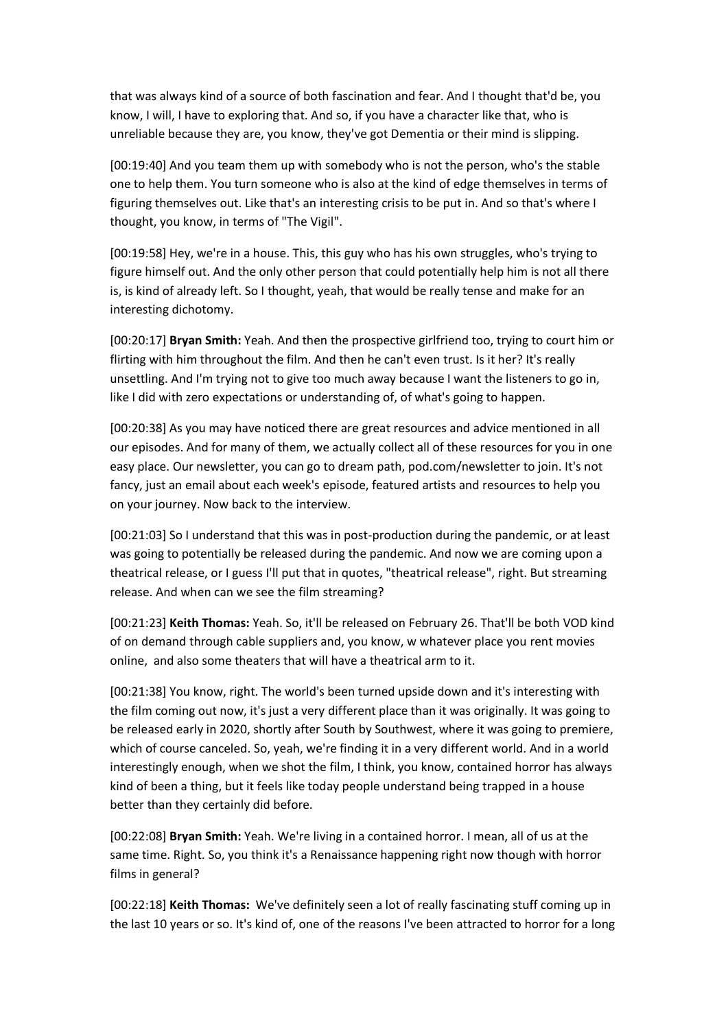that was always kind of a source of both fascination and fear. And I thought that'd be, you know, I will, I have to exploring that. And so, if you have a character like that, who is unreliable because they are, you know, they've got Dementia or their mind is slipping.

[00:19:40] And you team them up with somebody who is not the person, who's the stable one to help them. You turn someone who is also at the kind of edge themselves in terms of figuring themselves out. Like that's an interesting crisis to be put in. And so that's where I thought, you know, in terms of "The Vigil".

[00:19:58] Hey, we're in a house. This, this guy who has his own struggles, who's trying to figure himself out. And the only other person that could potentially help him is not all there is, is kind of already left. So I thought, yeah, that would be really tense and make for an interesting dichotomy.

[00:20:17] **Bryan Smith:** Yeah. And then the prospective girlfriend too, trying to court him or flirting with him throughout the film. And then he can't even trust. Is it her? It's really unsettling. And I'm trying not to give too much away because I want the listeners to go in, like I did with zero expectations or understanding of, of what's going to happen.

[00:20:38] As you may have noticed there are great resources and advice mentioned in all our episodes. And for many of them, we actually collect all of these resources for you in one easy place. Our newsletter, you can go to dream path, pod.com/newsletter to join. It's not fancy, just an email about each week's episode, featured artists and resources to help you on your journey. Now back to the interview.

[00:21:03] So I understand that this was in post-production during the pandemic, or at least was going to potentially be released during the pandemic. And now we are coming upon a theatrical release, or I guess I'll put that in quotes, "theatrical release", right. But streaming release. And when can we see the film streaming?

[00:21:23] **Keith Thomas:** Yeah. So, it'll be released on February 26. That'll be both VOD kind of on demand through cable suppliers and, you know, w whatever place you rent movies online, and also some theaters that will have a theatrical arm to it.

[00:21:38] You know, right. The world's been turned upside down and it's interesting with the film coming out now, it's just a very different place than it was originally. It was going to be released early in 2020, shortly after South by Southwest, where it was going to premiere, which of course canceled. So, yeah, we're finding it in a very different world. And in a world interestingly enough, when we shot the film, I think, you know, contained horror has always kind of been a thing, but it feels like today people understand being trapped in a house better than they certainly did before.

[00:22:08] **Bryan Smith:** Yeah. We're living in a contained horror. I mean, all of us at the same time. Right. So, you think it's a Renaissance happening right now though with horror films in general?

[00:22:18] **Keith Thomas:** We've definitely seen a lot of really fascinating stuff coming up in the last 10 years or so. It's kind of, one of the reasons I've been attracted to horror for a long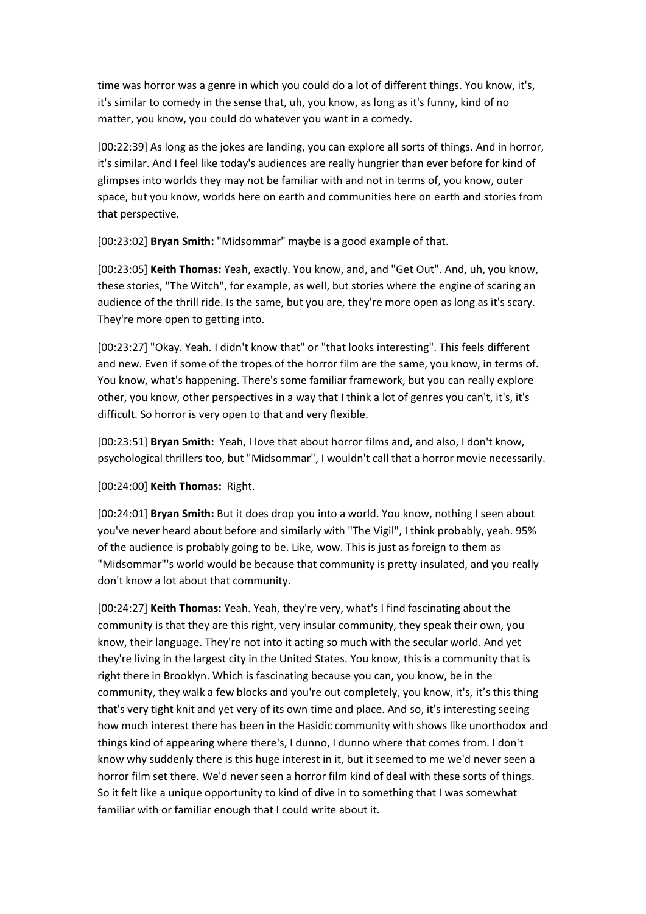time was horror was a genre in which you could do a lot of different things. You know, it's, it's similar to comedy in the sense that, uh, you know, as long as it's funny, kind of no matter, you know, you could do whatever you want in a comedy.

[00:22:39] As long as the jokes are landing, you can explore all sorts of things. And in horror, it's similar. And I feel like today's audiences are really hungrier than ever before for kind of glimpses into worlds they may not be familiar with and not in terms of, you know, outer space, but you know, worlds here on earth and communities here on earth and stories from that perspective.

[00:23:02] **Bryan Smith:** "Midsommar" maybe is a good example of that.

[00:23:05] **Keith Thomas:** Yeah, exactly. You know, and, and "Get Out". And, uh, you know, these stories, "The Witch", for example, as well, but stories where the engine of scaring an audience of the thrill ride. Is the same, but you are, they're more open as long as it's scary. They're more open to getting into.

[00:23:27] "Okay. Yeah. I didn't know that" or "that looks interesting". This feels different and new. Even if some of the tropes of the horror film are the same, you know, in terms of. You know, what's happening. There's some familiar framework, but you can really explore other, you know, other perspectives in a way that I think a lot of genres you can't, it's, it's difficult. So horror is very open to that and very flexible.

[00:23:51] **Bryan Smith:** Yeah, I love that about horror films and, and also, I don't know, psychological thrillers too, but "Midsommar", I wouldn't call that a horror movie necessarily.

[00:24:00] **Keith Thomas:** Right.

[00:24:01] **Bryan Smith:** But it does drop you into a world. You know, nothing I seen about you've never heard about before and similarly with "The Vigil", I think probably, yeah. 95% of the audience is probably going to be. Like, wow. This is just as foreign to them as "Midsommar"'s world would be because that community is pretty insulated, and you really don't know a lot about that community.

[00:24:27] **Keith Thomas:** Yeah. Yeah, they're very, what's I find fascinating about the community is that they are this right, very insular community, they speak their own, you know, their language. They're not into it acting so much with the secular world. And yet they're living in the largest city in the United States. You know, this is a community that is right there in Brooklyn. Which is fascinating because you can, you know, be in the community, they walk a few blocks and you're out completely, you know, it's, it's this thing that's very tight knit and yet very of its own time and place. And so, it's interesting seeing how much interest there has been in the Hasidic community with shows like unorthodox and things kind of appearing where there's, I dunno, I dunno where that comes from. I don't know why suddenly there is this huge interest in it, but it seemed to me we'd never seen a horror film set there. We'd never seen a horror film kind of deal with these sorts of things. So it felt like a unique opportunity to kind of dive in to something that I was somewhat familiar with or familiar enough that I could write about it.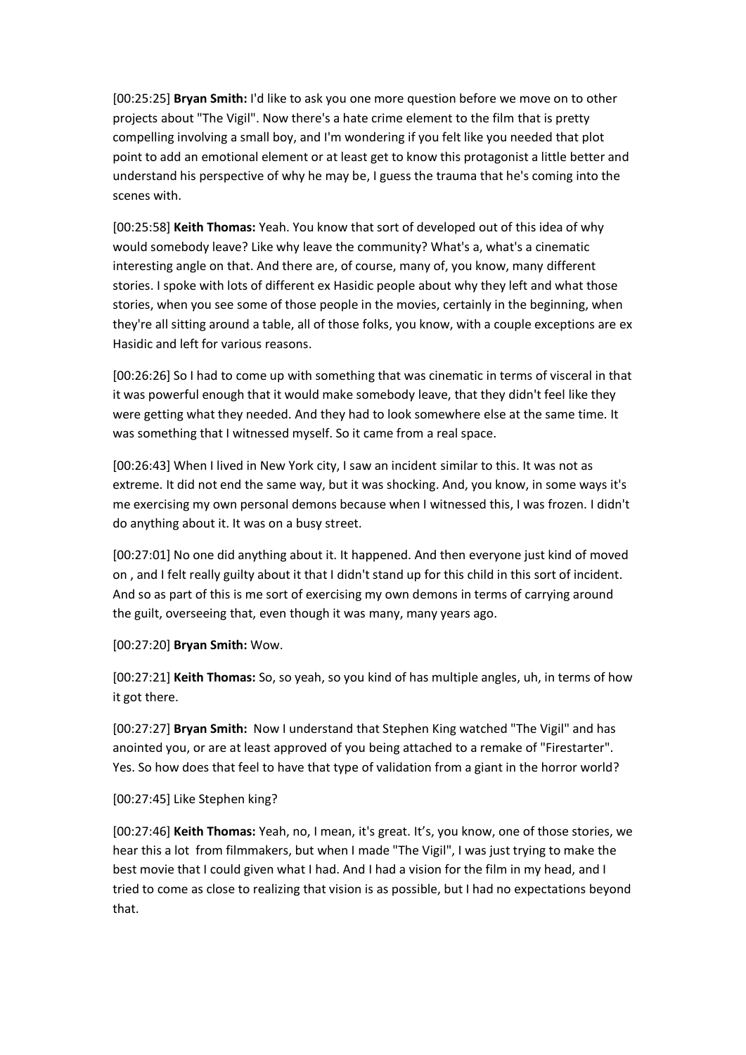[00:25:25] **Bryan Smith:** I'd like to ask you one more question before we move on to other projects about "The Vigil". Now there's a hate crime element to the film that is pretty compelling involving a small boy, and I'm wondering if you felt like you needed that plot point to add an emotional element or at least get to know this protagonist a little better and understand his perspective of why he may be, I guess the trauma that he's coming into the scenes with.

[00:25:58] **Keith Thomas:** Yeah. You know that sort of developed out of this idea of why would somebody leave? Like why leave the community? What's a, what's a cinematic interesting angle on that. And there are, of course, many of, you know, many different stories. I spoke with lots of different ex Hasidic people about why they left and what those stories, when you see some of those people in the movies, certainly in the beginning, when they're all sitting around a table, all of those folks, you know, with a couple exceptions are ex Hasidic and left for various reasons.

[00:26:26] So I had to come up with something that was cinematic in terms of visceral in that it was powerful enough that it would make somebody leave, that they didn't feel like they were getting what they needed. And they had to look somewhere else at the same time. It was something that I witnessed myself. So it came from a real space.

[00:26:43] When I lived in New York city, I saw an incident similar to this. It was not as extreme. It did not end the same way, but it was shocking. And, you know, in some ways it's me exercising my own personal demons because when I witnessed this, I was frozen. I didn't do anything about it. It was on a busy street.

[00:27:01] No one did anything about it. It happened. And then everyone just kind of moved on , and I felt really guilty about it that I didn't stand up for this child in this sort of incident. And so as part of this is me sort of exercising my own demons in terms of carrying around the guilt, overseeing that, even though it was many, many years ago.

[00:27:20] **Bryan Smith:** Wow.

[00:27:21] **Keith Thomas:** So, so yeah, so you kind of has multiple angles, uh, in terms of how it got there.

[00:27:27] **Bryan Smith:** Now I understand that Stephen King watched "The Vigil" and has anointed you, or are at least approved of you being attached to a remake of "Firestarter". Yes. So how does that feel to have that type of validation from a giant in the horror world?

[00:27:45] Like Stephen king?

[00:27:46] **Keith Thomas:** Yeah, no, I mean, it's great. It's, you know, one of those stories, we hear this a lot from filmmakers, but when I made "The Vigil", I was just trying to make the best movie that I could given what I had. And I had a vision for the film in my head, and I tried to come as close to realizing that vision is as possible, but I had no expectations beyond that.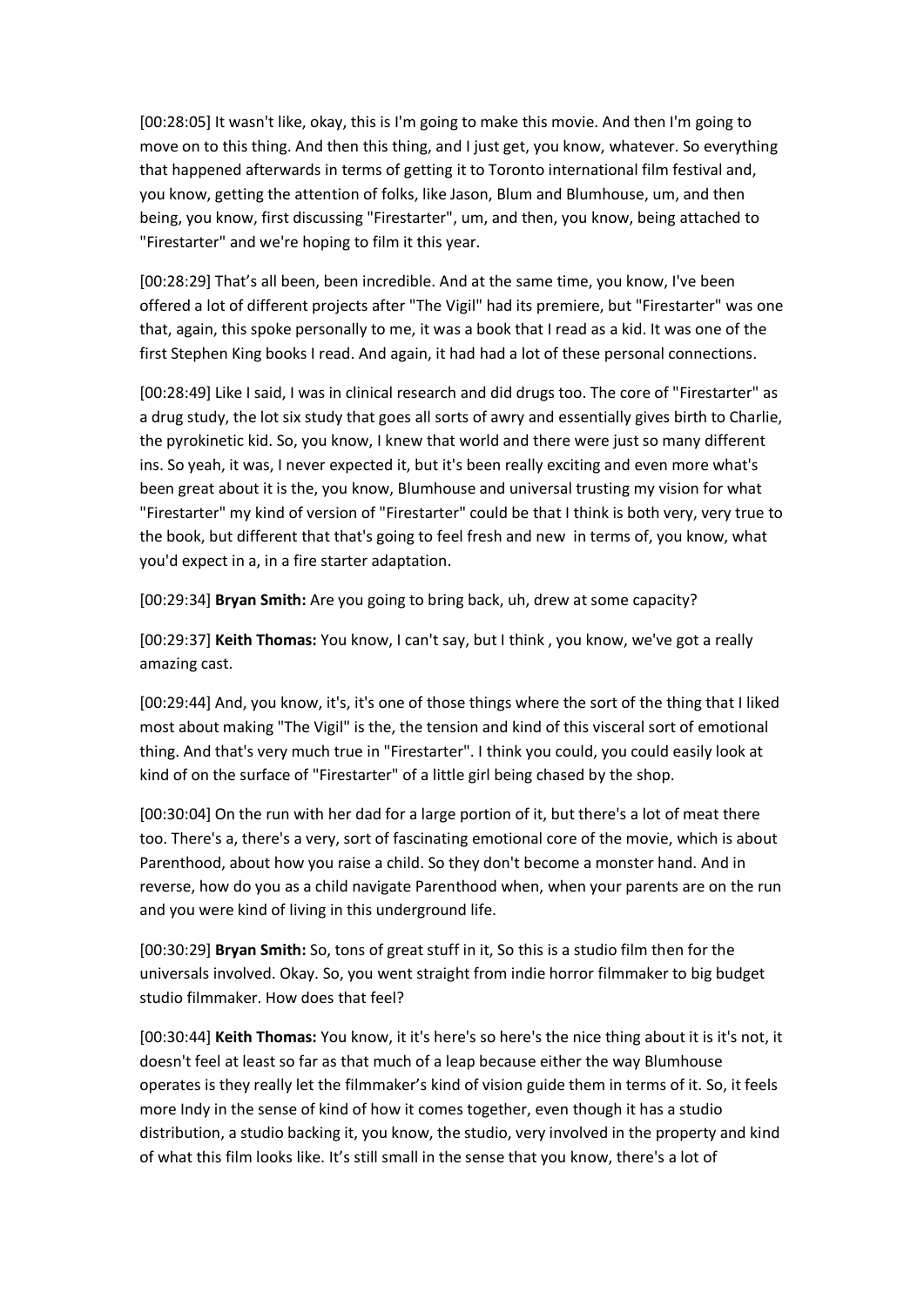[00:28:05] It wasn't like, okay, this is I'm going to make this movie. And then I'm going to move on to this thing. And then this thing, and I just get, you know, whatever. So everything that happened afterwards in terms of getting it to Toronto international film festival and, you know, getting the attention of folks, like Jason, Blum and Blumhouse, um, and then being, you know, first discussing "Firestarter", um, and then, you know, being attached to "Firestarter" and we're hoping to film it this year.

[00:28:29] That's all been, been incredible. And at the same time, you know, I've been offered a lot of different projects after "The Vigil" had its premiere, but "Firestarter" was one that, again, this spoke personally to me, it was a book that I read as a kid. It was one of the first Stephen King books I read. And again, it had had a lot of these personal connections.

[00:28:49] Like I said, I was in clinical research and did drugs too. The core of "Firestarter" as a drug study, the lot six study that goes all sorts of awry and essentially gives birth to Charlie, the pyrokinetic kid. So, you know, I knew that world and there were just so many different ins. So yeah, it was, I never expected it, but it's been really exciting and even more what's been great about it is the, you know, Blumhouse and universal trusting my vision for what "Firestarter" my kind of version of "Firestarter" could be that I think is both very, very true to the book, but different that that's going to feel fresh and new in terms of, you know, what you'd expect in a, in a fire starter adaptation.

[00:29:34] **Bryan Smith:** Are you going to bring back, uh, drew at some capacity?

[00:29:37] **Keith Thomas:** You know, I can't say, but I think , you know, we've got a really amazing cast.

[00:29:44] And, you know, it's, it's one of those things where the sort of the thing that I liked most about making "The Vigil" is the, the tension and kind of this visceral sort of emotional thing. And that's very much true in "Firestarter". I think you could, you could easily look at kind of on the surface of "Firestarter" of a little girl being chased by the shop.

[00:30:04] On the run with her dad for a large portion of it, but there's a lot of meat there too. There's a, there's a very, sort of fascinating emotional core of the movie, which is about Parenthood, about how you raise a child. So they don't become a monster hand. And in reverse, how do you as a child navigate Parenthood when, when your parents are on the run and you were kind of living in this underground life.

[00:30:29] **Bryan Smith:** So, tons of great stuff in it, So this is a studio film then for the universals involved. Okay. So, you went straight from indie horror filmmaker to big budget studio filmmaker. How does that feel?

[00:30:44] **Keith Thomas:** You know, it it's here's so here's the nice thing about it is it's not, it doesn't feel at least so far as that much of a leap because either the way Blumhouse operates is they really let the filmmaker's kind of vision guide them in terms of it. So, it feels more Indy in the sense of kind of how it comes together, even though it has a studio distribution, a studio backing it, you know, the studio, very involved in the property and kind of what this film looks like. It's still small in the sense that you know, there's a lot of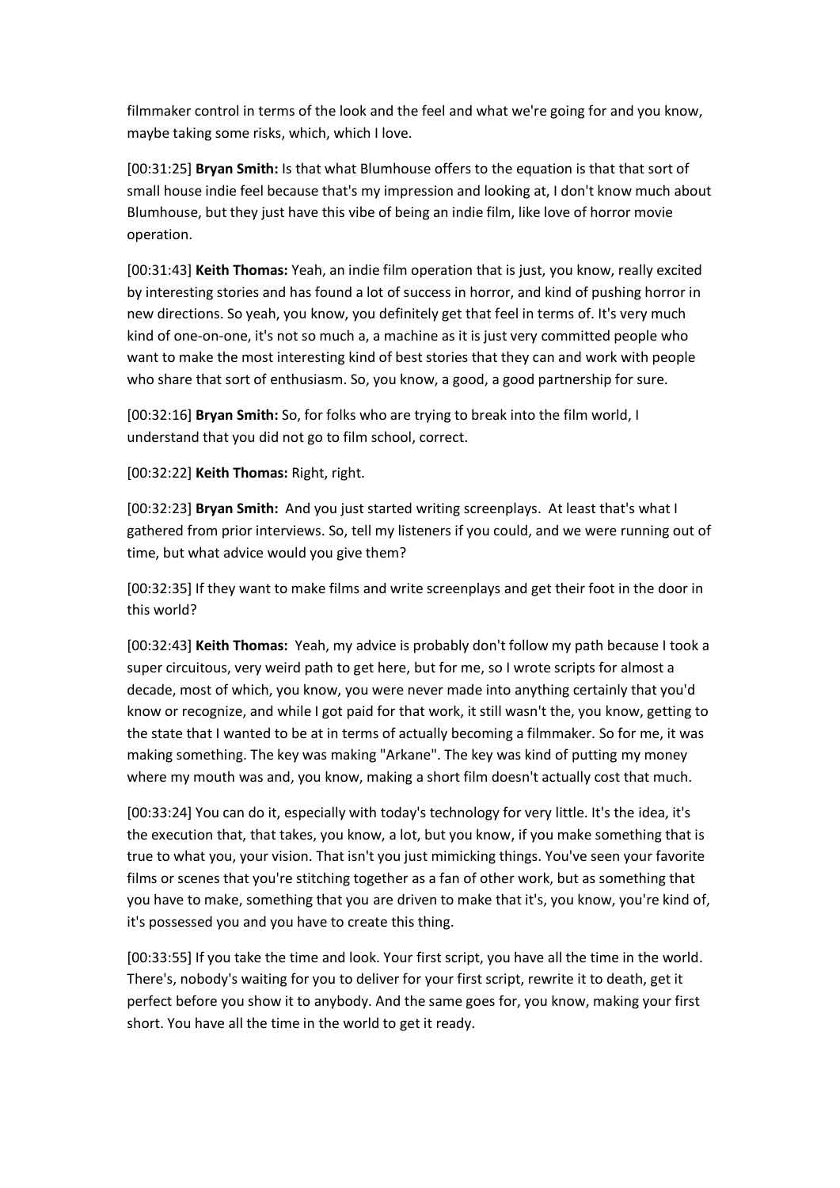filmmaker control in terms of the look and the feel and what we're going for and you know, maybe taking some risks, which, which I love.

[00:31:25] **Bryan Smith:** Is that what Blumhouse offers to the equation is that that sort of small house indie feel because that's my impression and looking at, I don't know much about Blumhouse, but they just have this vibe of being an indie film, like love of horror movie operation.

[00:31:43] **Keith Thomas:** Yeah, an indie film operation that is just, you know, really excited by interesting stories and has found a lot of success in horror, and kind of pushing horror in new directions. So yeah, you know, you definitely get that feel in terms of. It's very much kind of one-on-one, it's not so much a, a machine as it is just very committed people who want to make the most interesting kind of best stories that they can and work with people who share that sort of enthusiasm. So, you know, a good, a good partnership for sure.

[00:32:16] **Bryan Smith:** So, for folks who are trying to break into the film world, I understand that you did not go to film school, correct.

[00:32:22] **Keith Thomas:** Right, right.

[00:32:23] **Bryan Smith:** And you just started writing screenplays. At least that's what I gathered from prior interviews. So, tell my listeners if you could, and we were running out of time, but what advice would you give them?

[00:32:35] If they want to make films and write screenplays and get their foot in the door in this world?

[00:32:43] **Keith Thomas:** Yeah, my advice is probably don't follow my path because I took a super circuitous, very weird path to get here, but for me, so I wrote scripts for almost a decade, most of which, you know, you were never made into anything certainly that you'd know or recognize, and while I got paid for that work, it still wasn't the, you know, getting to the state that I wanted to be at in terms of actually becoming a filmmaker. So for me, it was making something. The key was making "Arkane". The key was kind of putting my money where my mouth was and, you know, making a short film doesn't actually cost that much.

[00:33:24] You can do it, especially with today's technology for very little. It's the idea, it's the execution that, that takes, you know, a lot, but you know, if you make something that is true to what you, your vision. That isn't you just mimicking things. You've seen your favorite films or scenes that you're stitching together as a fan of other work, but as something that you have to make, something that you are driven to make that it's, you know, you're kind of, it's possessed you and you have to create this thing.

[00:33:55] If you take the time and look. Your first script, you have all the time in the world. There's, nobody's waiting for you to deliver for your first script, rewrite it to death, get it perfect before you show it to anybody. And the same goes for, you know, making your first short. You have all the time in the world to get it ready.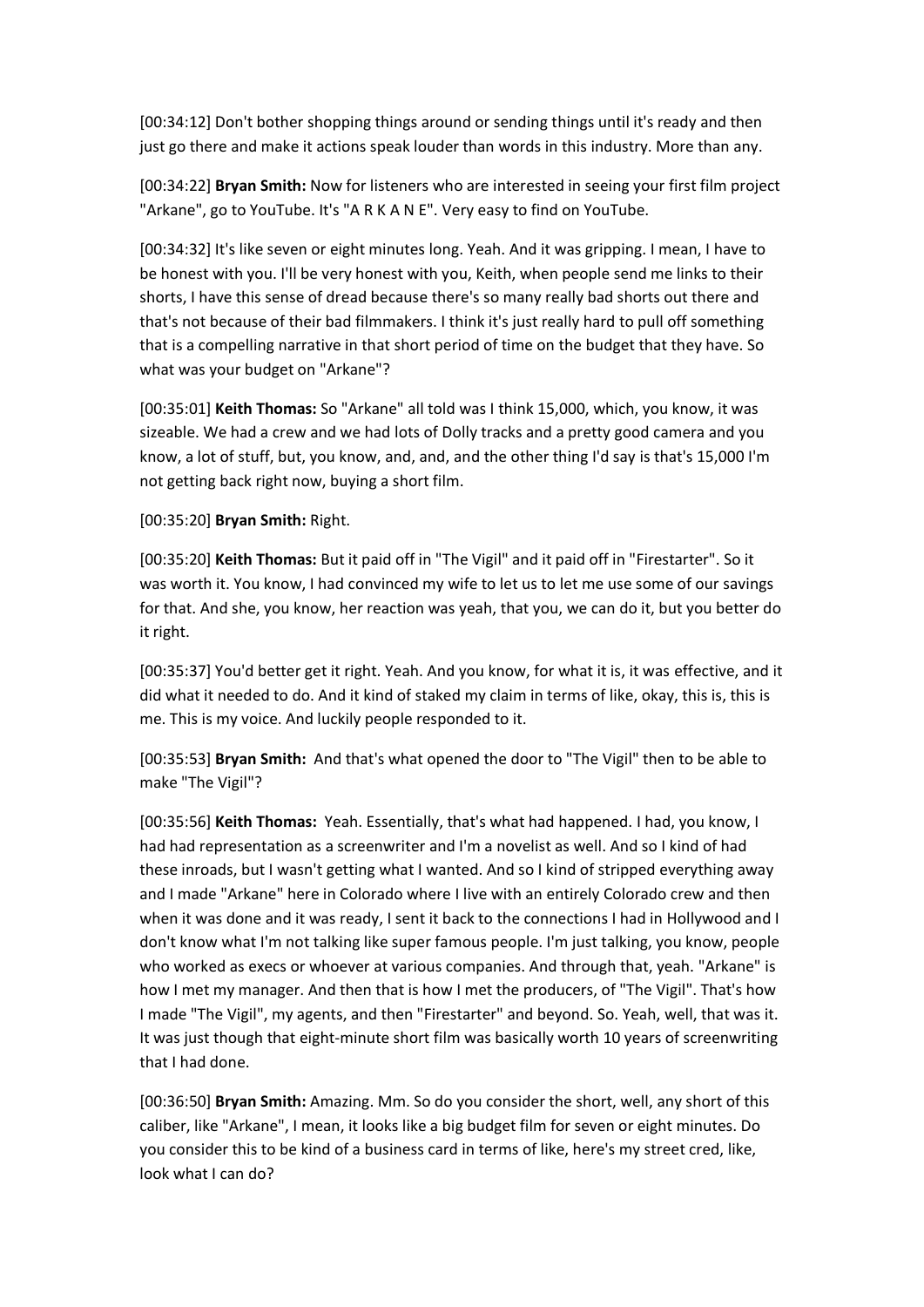[00:34:12] Don't bother shopping things around or sending things until it's ready and then just go there and make it actions speak louder than words in this industry. More than any.

[00:34:22] **Bryan Smith:** Now for listeners who are interested in seeing your first film project "Arkane", go to YouTube. It's "A R K A N E". Very easy to find on YouTube.

[00:34:32] It's like seven or eight minutes long. Yeah. And it was gripping. I mean, I have to be honest with you. I'll be very honest with you, Keith, when people send me links to their shorts, I have this sense of dread because there's so many really bad shorts out there and that's not because of their bad filmmakers. I think it's just really hard to pull off something that is a compelling narrative in that short period of time on the budget that they have. So what was your budget on "Arkane"?

[00:35:01] **Keith Thomas:** So "Arkane" all told was I think 15,000, which, you know, it was sizeable. We had a crew and we had lots of Dolly tracks and a pretty good camera and you know, a lot of stuff, but, you know, and, and, and the other thing I'd say is that's 15,000 I'm not getting back right now, buying a short film.

[00:35:20] **Bryan Smith:** Right.

[00:35:20] **Keith Thomas:** But it paid off in "The Vigil" and it paid off in "Firestarter". So it was worth it. You know, I had convinced my wife to let us to let me use some of our savings for that. And she, you know, her reaction was yeah, that you, we can do it, but you better do it right.

[00:35:37] You'd better get it right. Yeah. And you know, for what it is, it was effective, and it did what it needed to do. And it kind of staked my claim in terms of like, okay, this is, this is me. This is my voice. And luckily people responded to it.

[00:35:53] **Bryan Smith:** And that's what opened the door to "The Vigil" then to be able to make "The Vigil"?

[00:35:56] **Keith Thomas:** Yeah. Essentially, that's what had happened. I had, you know, I had had representation as a screenwriter and I'm a novelist as well. And so I kind of had these inroads, but I wasn't getting what I wanted. And so I kind of stripped everything away and I made "Arkane" here in Colorado where I live with an entirely Colorado crew and then when it was done and it was ready, I sent it back to the connections I had in Hollywood and I don't know what I'm not talking like super famous people. I'm just talking, you know, people who worked as execs or whoever at various companies. And through that, yeah. "Arkane" is how I met my manager. And then that is how I met the producers, of "The Vigil". That's how I made "The Vigil", my agents, and then "Firestarter" and beyond. So. Yeah, well, that was it. It was just though that eight-minute short film was basically worth 10 years of screenwriting that I had done.

[00:36:50] **Bryan Smith:** Amazing. Mm. So do you consider the short, well, any short of this caliber, like "Arkane", I mean, it looks like a big budget film for seven or eight minutes. Do you consider this to be kind of a business card in terms of like, here's my street cred, like, look what I can do?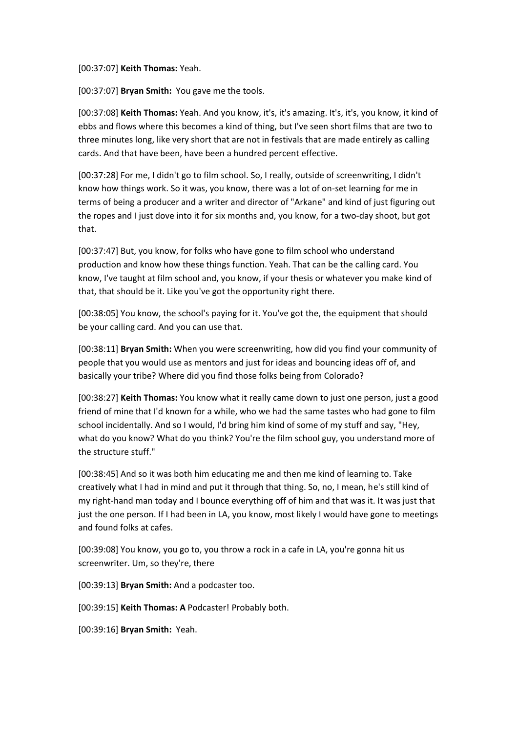[00:37:07] **Keith Thomas:** Yeah.

[00:37:07] **Bryan Smith:** You gave me the tools.

[00:37:08] **Keith Thomas:** Yeah. And you know, it's, it's amazing. It's, it's, you know, it kind of ebbs and flows where this becomes a kind of thing, but I've seen short films that are two to three minutes long, like very short that are not in festivals that are made entirely as calling cards. And that have been, have been a hundred percent effective.

[00:37:28] For me, I didn't go to film school. So, I really, outside of screenwriting, I didn't know how things work. So it was, you know, there was a lot of on-set learning for me in terms of being a producer and a writer and director of "Arkane" and kind of just figuring out the ropes and I just dove into it for six months and, you know, for a two-day shoot, but got that.

[00:37:47] But, you know, for folks who have gone to film school who understand production and know how these things function. Yeah. That can be the calling card. You know, I've taught at film school and, you know, if your thesis or whatever you make kind of that, that should be it. Like you've got the opportunity right there.

[00:38:05] You know, the school's paying for it. You've got the, the equipment that should be your calling card. And you can use that.

[00:38:11] **Bryan Smith:** When you were screenwriting, how did you find your community of people that you would use as mentors and just for ideas and bouncing ideas off of, and basically your tribe? Where did you find those folks being from Colorado?

[00:38:27] **Keith Thomas:** You know what it really came down to just one person, just a good friend of mine that I'd known for a while, who we had the same tastes who had gone to film school incidentally. And so I would, I'd bring him kind of some of my stuff and say, "Hey, what do you know? What do you think? You're the film school guy, you understand more of the structure stuff."

[00:38:45] And so it was both him educating me and then me kind of learning to. Take creatively what I had in mind and put it through that thing. So, no, I mean, he's still kind of my right-hand man today and I bounce everything off of him and that was it. It was just that just the one person. If I had been in LA, you know, most likely I would have gone to meetings and found folks at cafes.

[00:39:08] You know, you go to, you throw a rock in a cafe in LA, you're gonna hit us screenwriter. Um, so they're, there

[00:39:13] **Bryan Smith:** And a podcaster too.

[00:39:15] **Keith Thomas: A** Podcaster! Probably both.

[00:39:16] **Bryan Smith:** Yeah.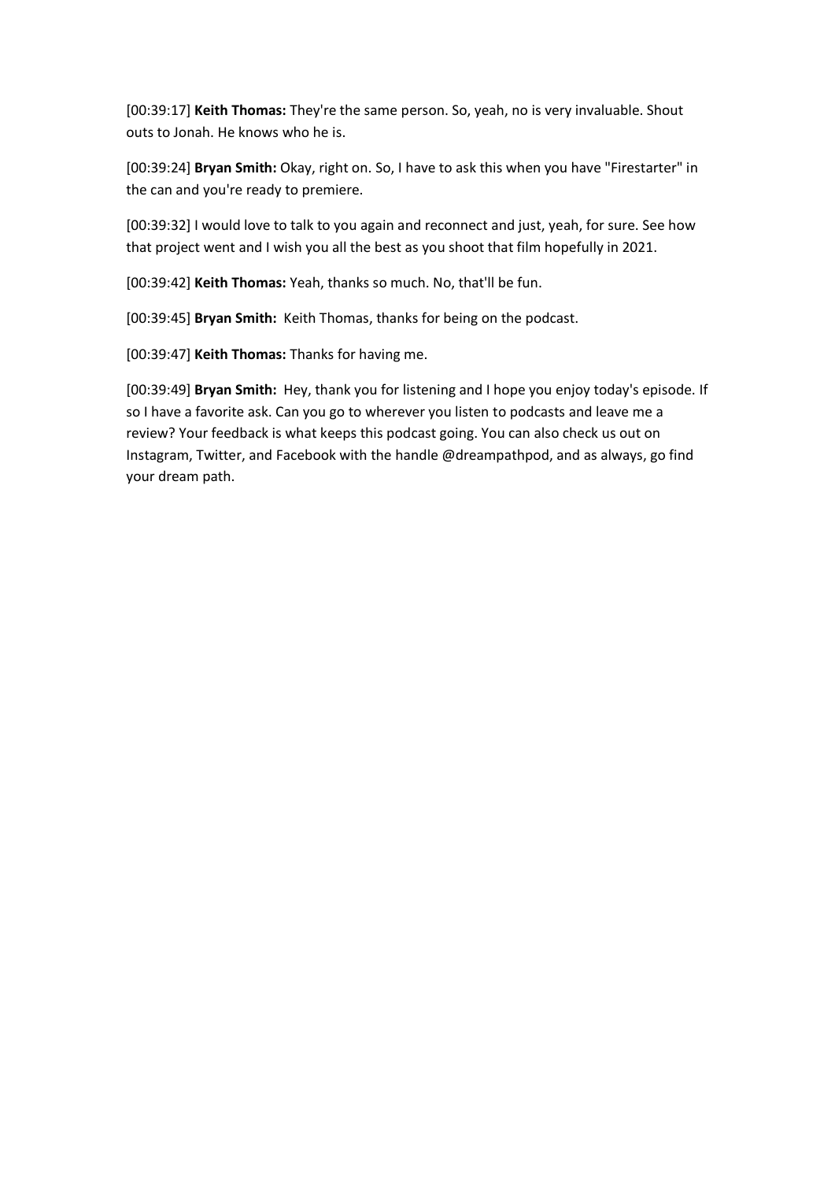[00:39:17] **Keith Thomas:** They're the same person. So, yeah, no is very invaluable. Shout outs to Jonah. He knows who he is.

[00:39:24] **Bryan Smith:** Okay, right on. So, I have to ask this when you have "Firestarter" in the can and you're ready to premiere.

[00:39:32] I would love to talk to you again and reconnect and just, yeah, for sure. See how that project went and I wish you all the best as you shoot that film hopefully in 2021.

[00:39:42] **Keith Thomas:** Yeah, thanks so much. No, that'll be fun.

[00:39:45] **Bryan Smith:** Keith Thomas, thanks for being on the podcast.

[00:39:47] **Keith Thomas:** Thanks for having me.

[00:39:49] **Bryan Smith:** Hey, thank you for listening and I hope you enjoy today's episode. If so I have a favorite ask. Can you go to wherever you listen to podcasts and leave me a review? Your feedback is what keeps this podcast going. You can also check us out on Instagram, Twitter, and Facebook with the handle @dreampathpod, and as always, go find your dream path.